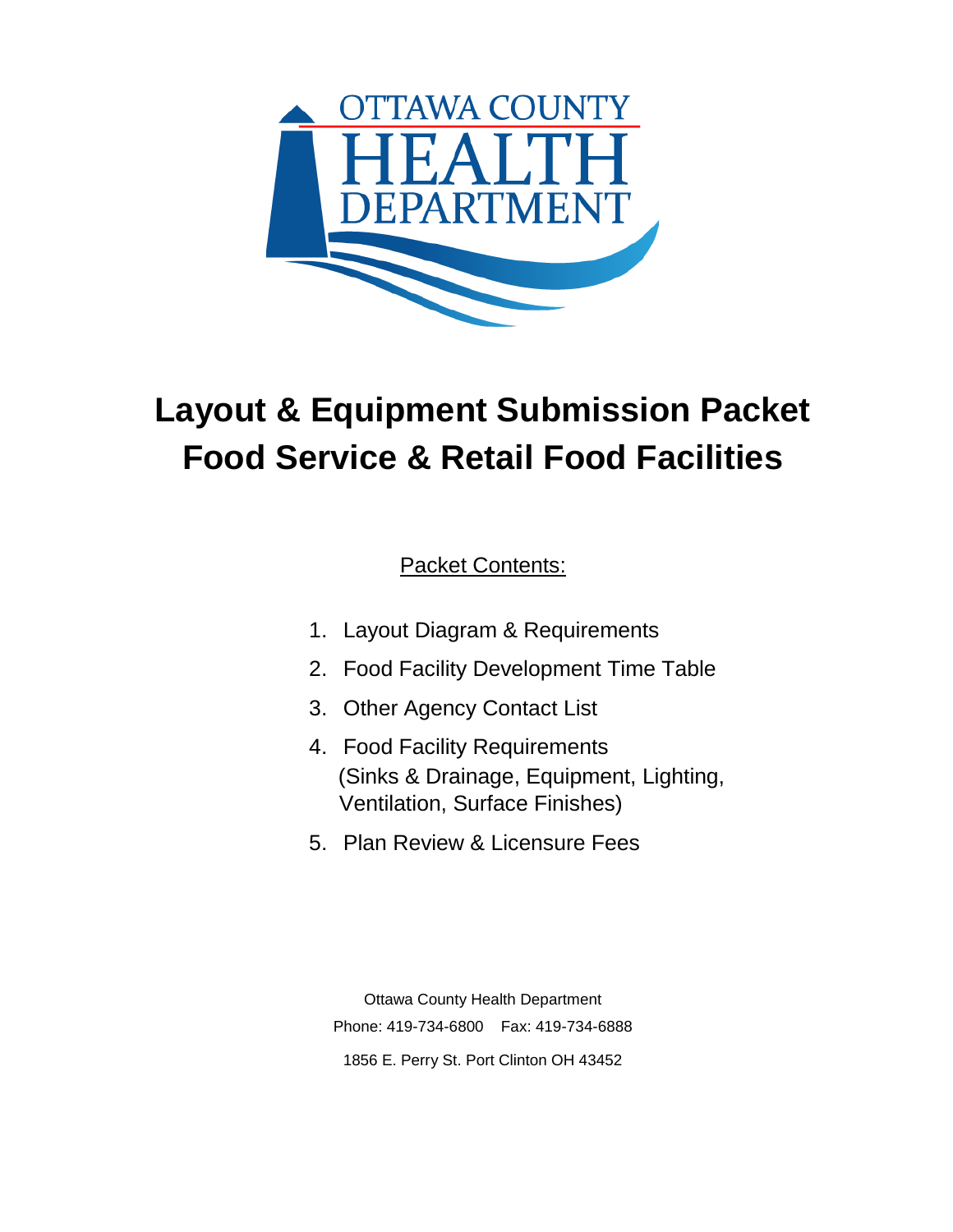OTTAWA COUNTY HEALTH DEPARTMENT

# Layout & Equipment Submission Packet
# Food Service & Retail Food Facilities

<u>Packet Contents:</u>

1. Layout Diagram & Requirements
2. Food Facility Development Time Table
3. Other Agency Contact List
4. Food Facility Requirements (Sinks & Drainage, Equipment, Lighting, Ventilation, Surface Finishes)
5. Plan Review & Licensure Fees

Ottawa County Health Department

Phone: 419-734-6800 Fax: 419-734-6888

1856 E. Perry St. Port Clinton OH 43452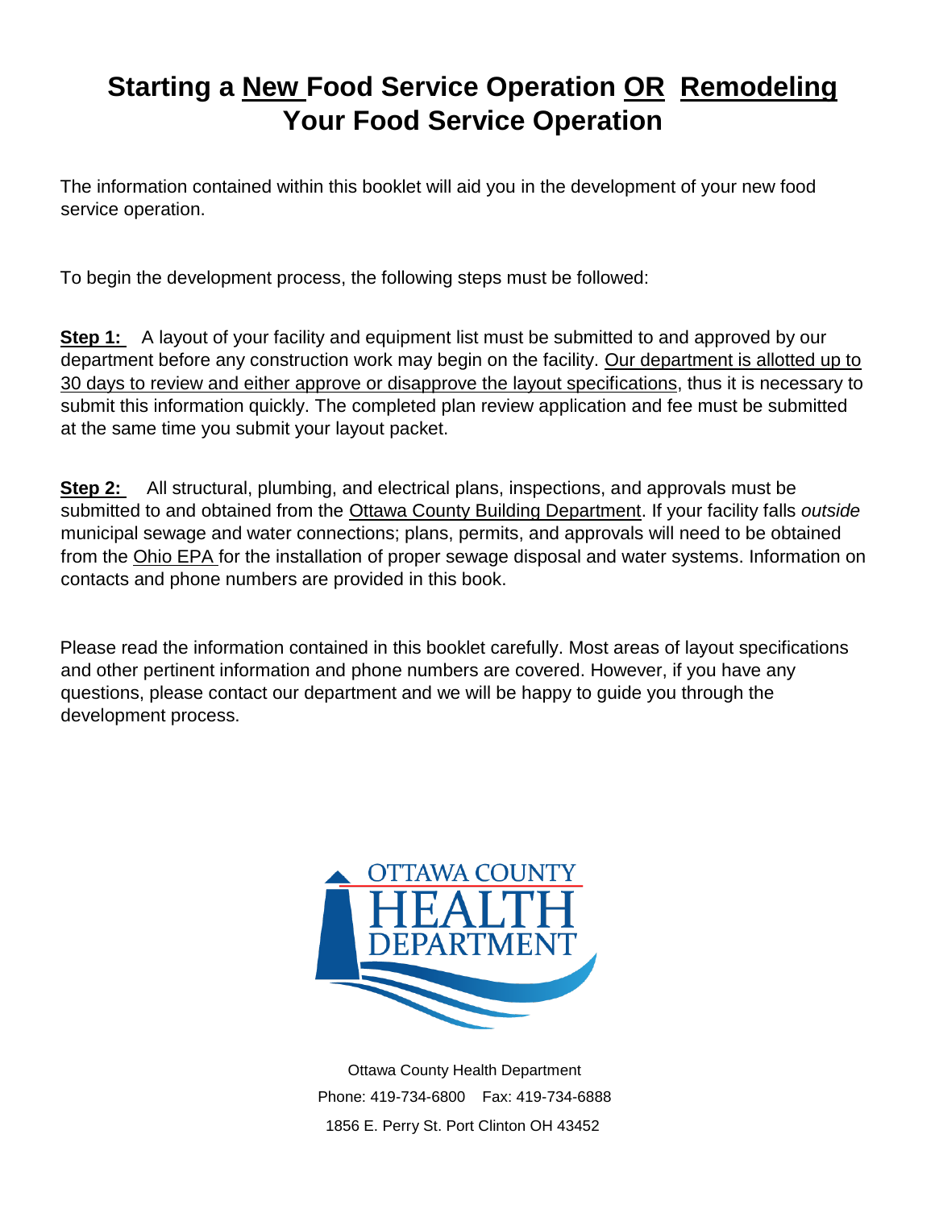# Starting a New Food Service Operation OR Remodeling Your Food Service Operation

The information contained within this booklet will aid you in the development of your new food service operation.

To begin the development process, the following steps must be followed:

**Step 1:** A layout of your facility and equipment list must be submitted to and approved by our department before any construction work may begin on the facility. Our department is allotted up to 30 days to review and either approve or disapprove the layout specifications, thus it is necessary to submit this information quickly. The completed plan review application and fee must be submitted at the same time you submit your layout packet.

**Step 2:** All structural, plumbing, and electrical plans, inspections, and approvals must be submitted to and obtained from the Ottawa County Building Department. If your facility falls *outside* municipal sewage and water connections; plans, permits, and approvals will need to be obtained from the Ohio EPA for the installation of proper sewage disposal and water systems. Information on contacts and phone numbers are provided in this book.

Please read the information contained in this booklet carefully. Most areas of layout specifications and other pertinent information and phone numbers are covered. However, if you have any questions, please contact our department and we will be happy to guide you through the development process.

OTTAWA COUNTY HEALTH DEPARTMENT

Ottawa County Health Department
Phone: 419-734-6800 Fax: 419-734-6888
1856 E. Perry St. Port Clinton OH 43452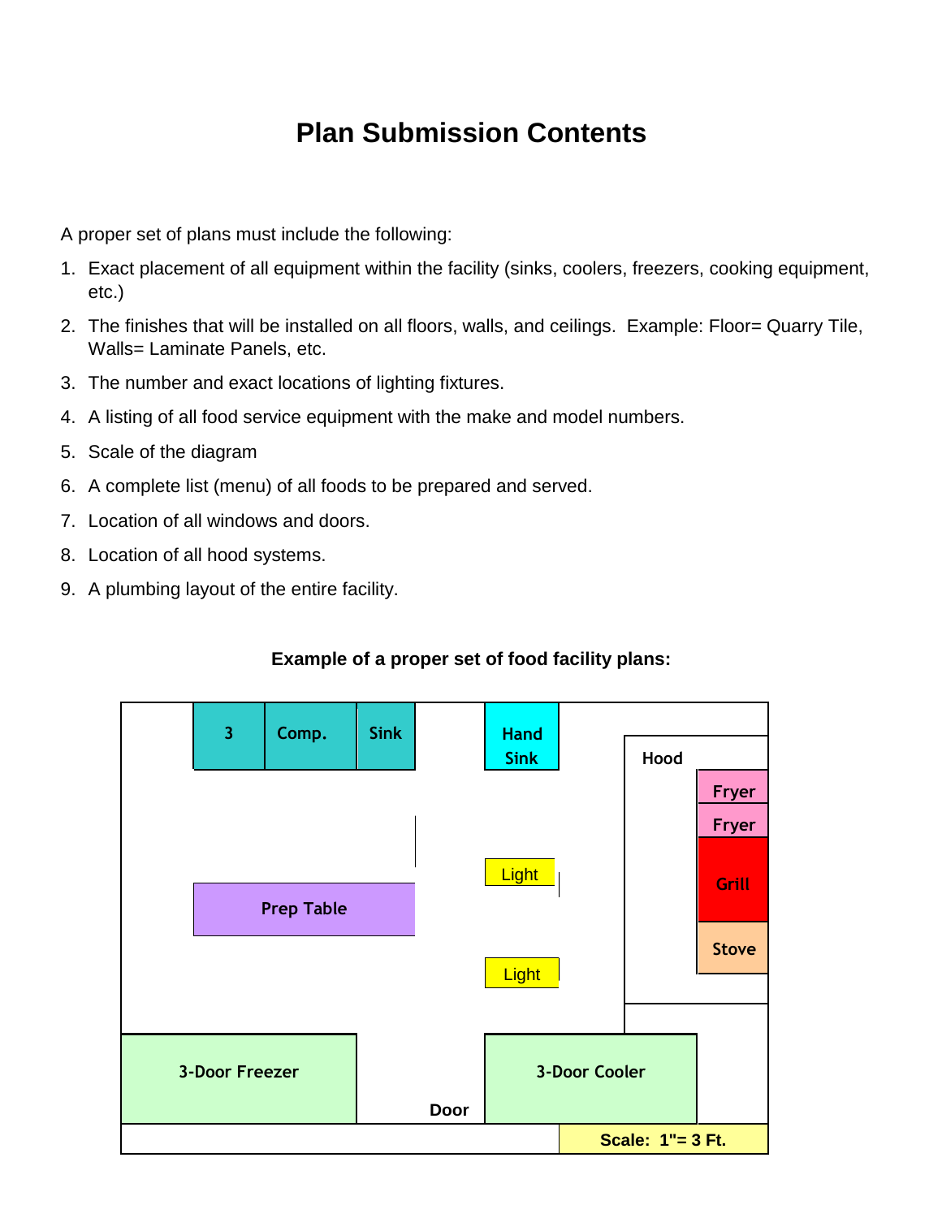# Plan Submission Contents

A proper set of plans must include the following:

1. Exact placement of all equipment within the facility (sinks, coolers, freezers, cooking equipment, etc.)
2. The finishes that will be installed on all floors, walls, and ceilings. Example: Floor= Quarry Tile, Walls= Laminate Panels, etc.
3. The number and exact locations of lighting fixtures.
4. A listing of all food service equipment with the make and model numbers.
5. Scale of the diagram
6. A complete list (menu) of all foods to be prepared and served.
7. Location of all windows and doors.
8. Location of all hood systems.
9. A plumbing layout of the entire facility.

**Example of a proper set of food facility plans:**

3 Comp. Sink

Hand Sink

Hood

Fryer

Fryer

Grill

Stove

Light

Light

Prep Table

3-Door Freezer

Door

3-Door Cooler

**Scale: 1"= 3 Ft.**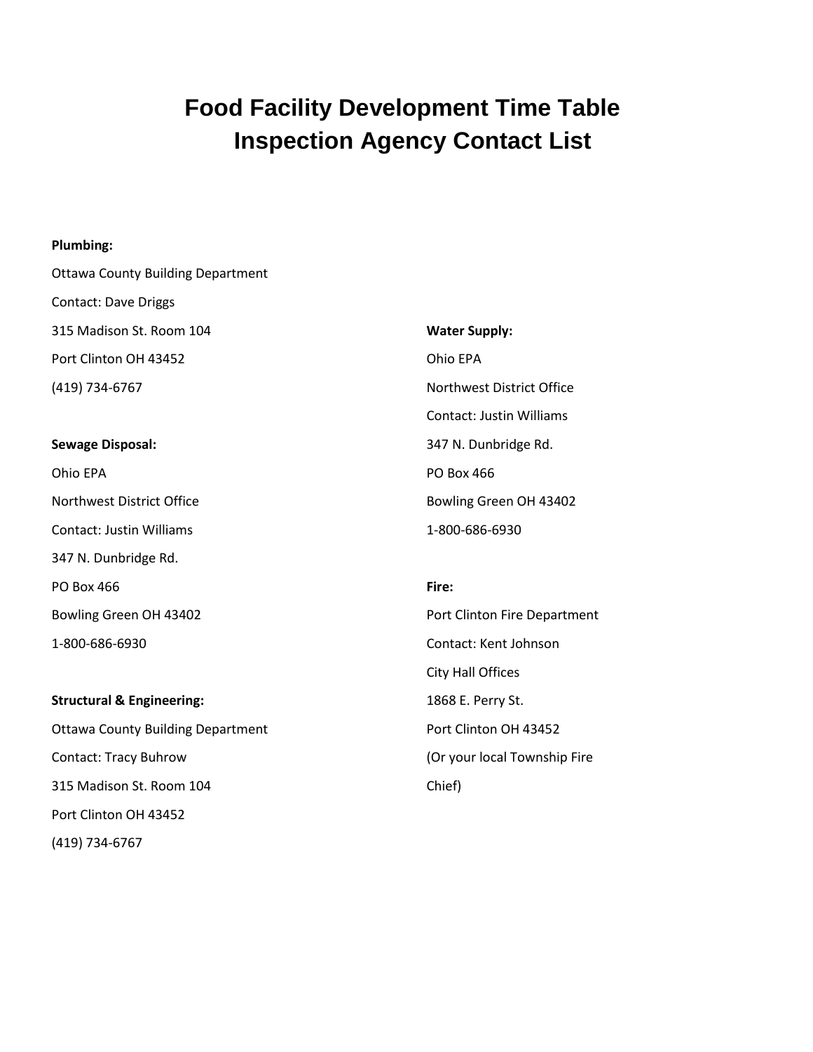# Food Facility Development Time Table
# Inspection Agency Contact List

**Plumbing:**

Ottawa County Building Department

Contact: Dave Driggs

315 Madison St. Room 104

Port Clinton OH 43452

(419) 734-6767

**Sewage Disposal:**

Ohio EPA

Northwest District Office

Contact: Justin Williams

347 N. Dunbridge Rd.

PO Box 466

Bowling Green OH 43402

1-800-686-6930

**Structural & Engineering:**

Ottawa County Building Department

Contact: Tracy Buhrow

315 Madison St. Room 104

Port Clinton OH 43452

(419) 734-6767

**Water Supply:**

Ohio EPA

Northwest District Office

Contact: Justin Williams

347 N. Dunbridge Rd.

PO Box 466

Bowling Green OH 43402

1-800-686-6930

**Fire:**

Port Clinton Fire Department

Contact: Kent Johnson

City Hall Offices

1868 E. Perry St.

Port Clinton OH 43452

(Or your local Township Fire Chief)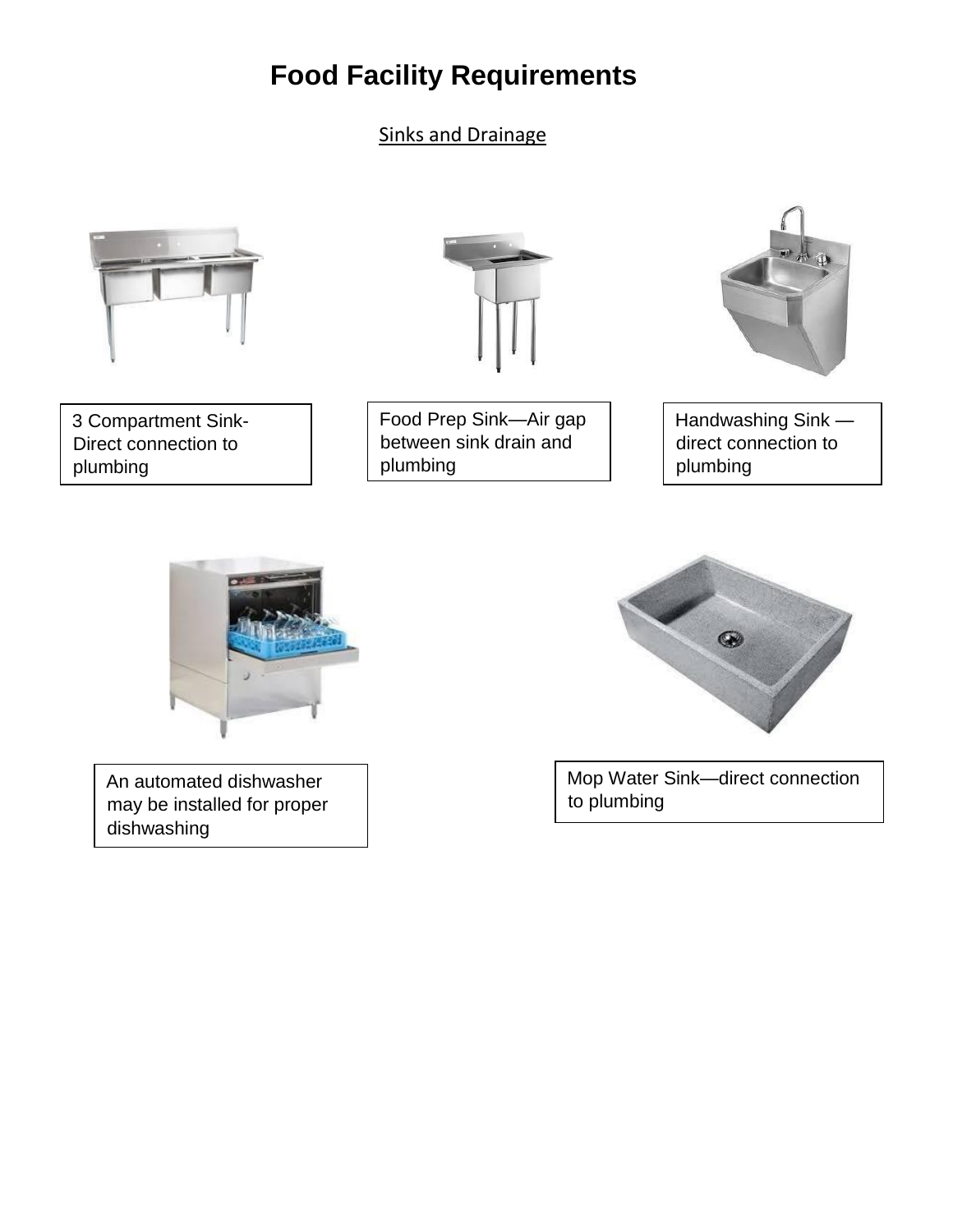# Food Facility Requirements

Sinks and Drainage

3 Compartment Sink- Direct connection to plumbing

Food Prep Sink—Air gap between sink drain and plumbing

Handwashing Sink — direct connection to plumbing

An automated dishwasher may be installed for proper dishwashing

Mop Water Sink—direct connection to plumbing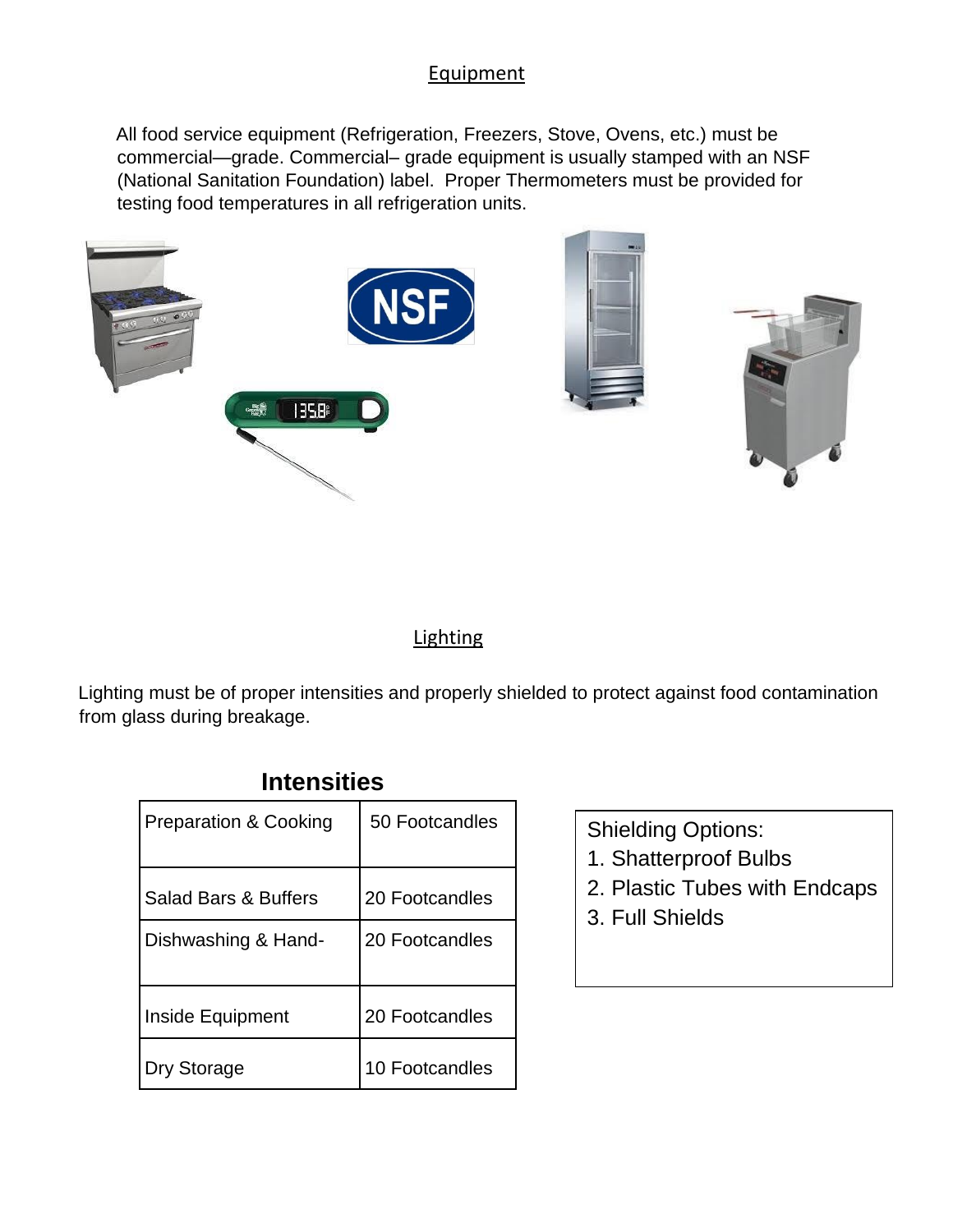## Equipment

All food service equipment (Refrigeration, Freezers, Stove, Ovens, etc.) must be commercial—grade. Commercial– grade equipment is usually stamped with an NSF (National Sanitation Foundation) label. Proper Thermometers must be provided for testing food temperatures in all refrigeration units.

## Lighting

Lighting must be of proper intensities and properly shielded to protect against food contamination from glass during breakage.

### Intensities

| Area | Intensity |
|---|---|
| Preparation & Cooking | 50 Footcandles |
| Salad Bars & Buffers | 20 Footcandles |
| Dishwashing & Hand- | 20 Footcandles |
| Inside Equipment | 20 Footcandles |
| Dry Storage | 10 Footcandles |

Shielding Options:

1. Shatterproof Bulbs
2. Plastic Tubes with Endcaps
3. Full Shields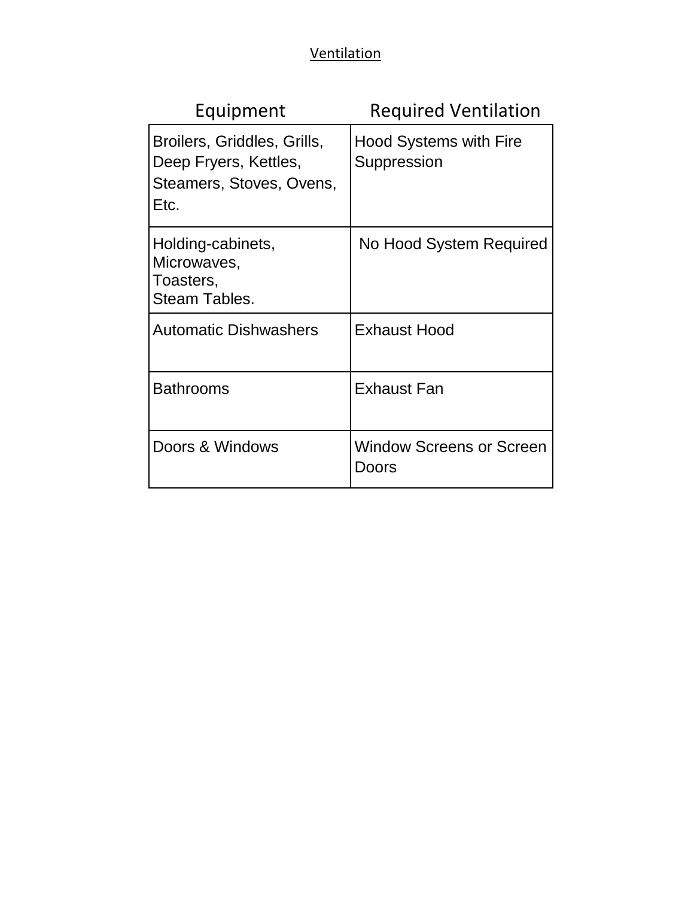## Ventilation

| Equipment | Required Ventilation |
|---|---|
| Broilers, Griddles, Grills, Deep Fryers, Kettles, Steamers, Stoves, Ovens, Etc. | Hood Systems with Fire Suppression |
| Holding-cabinets, Microwaves, Toasters, Steam Tables. | No Hood System Required |
| Automatic Dishwashers | Exhaust Hood |
| Bathrooms | Exhaust Fan |
| Doors & Windows | Window Screens or Screen Doors |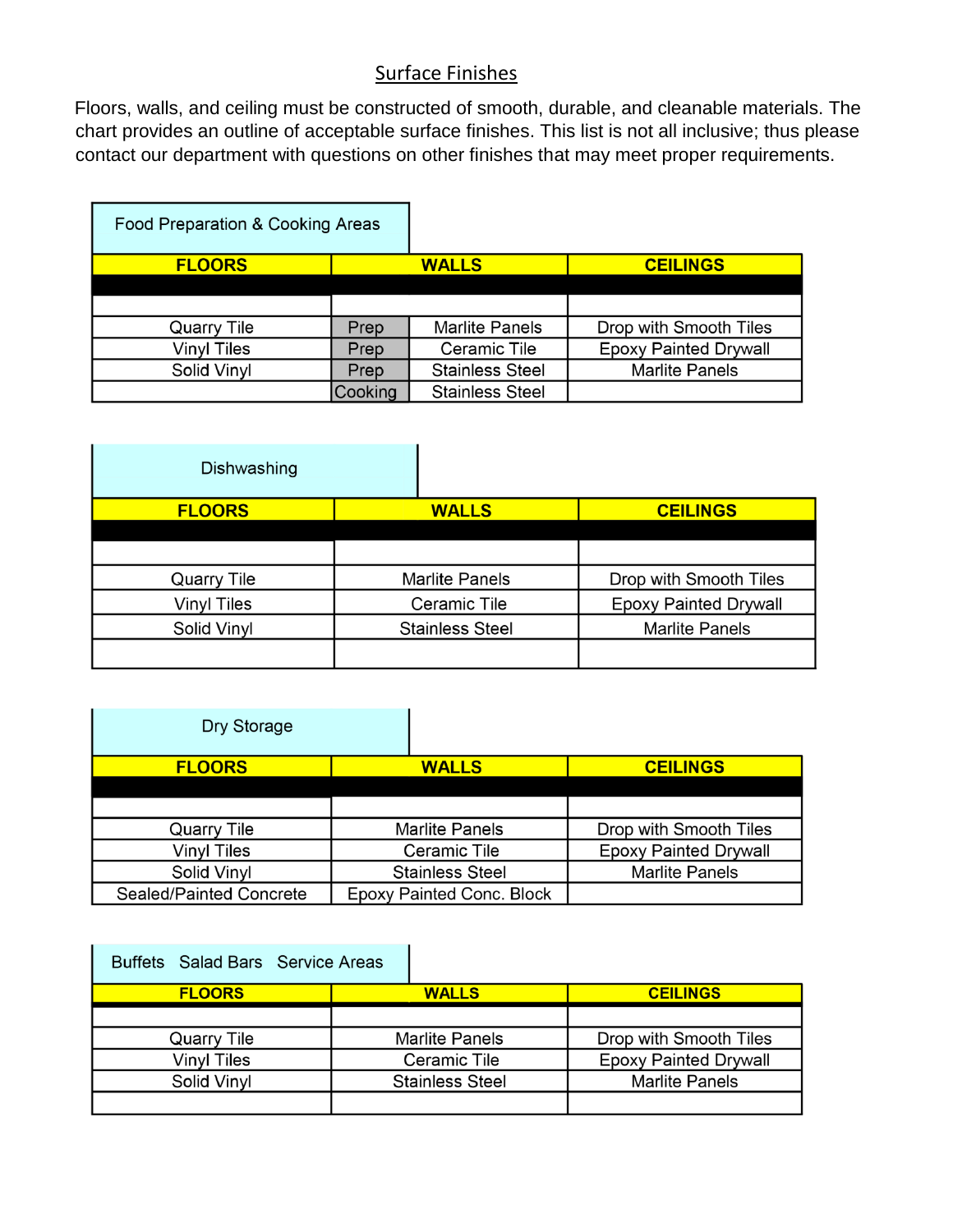## Surface Finishes

Floors, walls, and ceiling must be constructed of smooth, durable, and cleanable materials. The chart provides an outline of acceptable surface finishes. This list is not all inclusive; thus please contact our department with questions on other finishes that may meet proper requirements.

**Food Preparation & Cooking Areas**

| FLOORS | WALLS | | CEILINGS |
|---|---|---|---|
| Quarry Tile | Prep | Marlite Panels | Drop with Smooth Tiles |
| Vinyl Tiles | Prep | Ceramic Tile | Epoxy Painted Drywall |
| Solid Vinyl | Prep | Stainless Steel | Marlite Panels |
| | Cooking | Stainless Steel | |

**Dishwashing**

| FLOORS | WALLS | CEILINGS |
|---|---|---|
| Quarry Tile | Marlite Panels | Drop with Smooth Tiles |
| Vinyl Tiles | Ceramic Tile | Epoxy Painted Drywall |
| Solid Vinyl | Stainless Steel | Marlite Panels |

**Dry Storage**

| FLOORS | WALLS | CEILINGS |
|---|---|---|
| Quarry Tile | Marlite Panels | Drop with Smooth Tiles |
| Vinyl Tiles | Ceramic Tile | Epoxy Painted Drywall |
| Solid Vinyl | Stainless Steel | Marlite Panels |
| Sealed/Painted Concrete | Epoxy Painted Conc. Block | |

**Buffets Salad Bars Service Areas**

| FLOORS | WALLS | CEILINGS |
|---|---|---|
| Quarry Tile | Marlite Panels | Drop with Smooth Tiles |
| Vinyl Tiles | Ceramic Tile | Epoxy Painted Drywall |
| Solid Vinyl | Stainless Steel | Marlite Panels |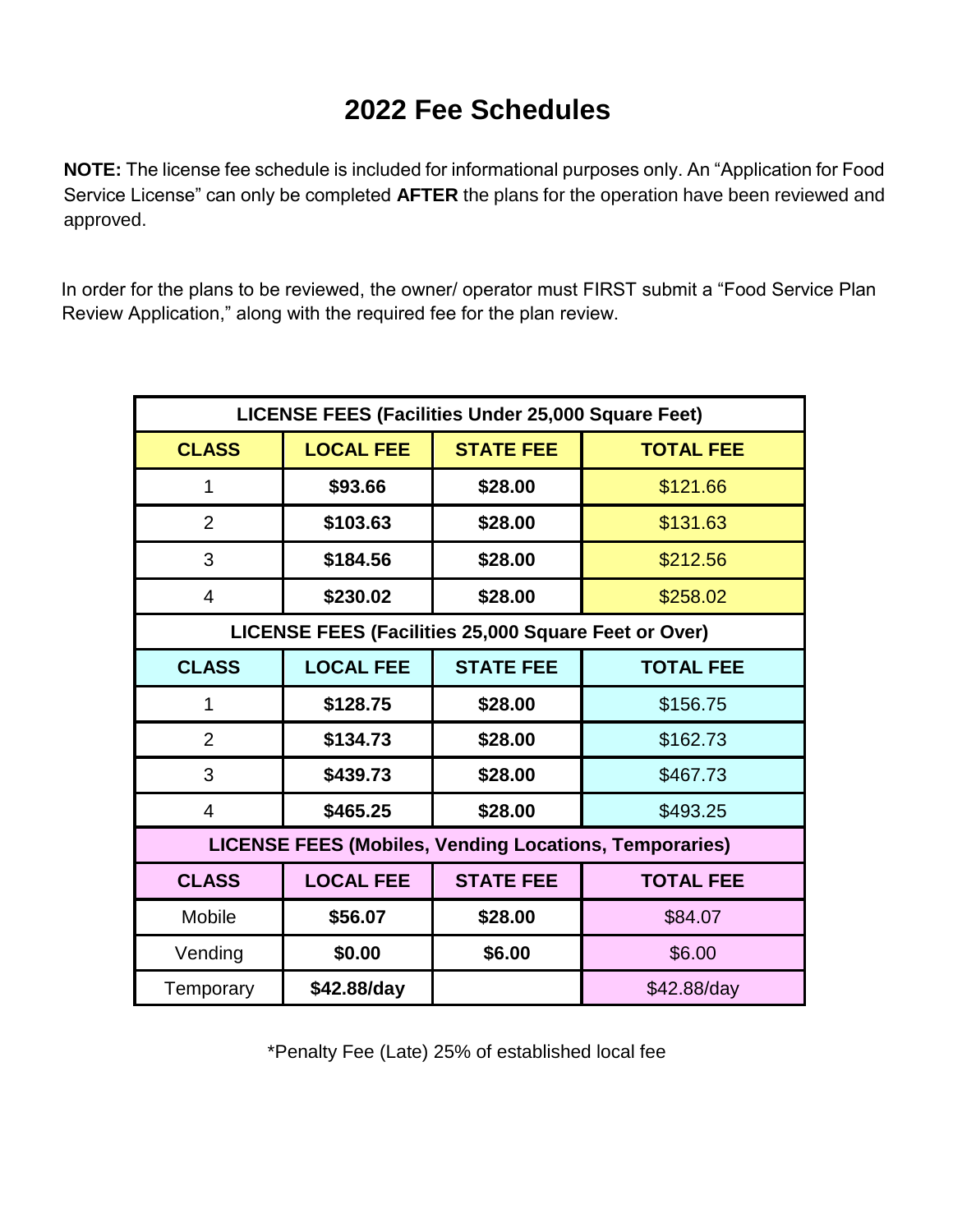# 2022 Fee Schedules

**NOTE:** The license fee schedule is included for informational purposes only. An "Application for Food Service License" can only be completed **AFTER** the plans for the operation have been reviewed and approved.

In order for the plans to be reviewed, the owner/ operator must FIRST submit a "Food Service Plan Review Application," along with the required fee for the plan review.

| **LICENSE FEES (Facilities Under 25,000 Square Feet)** | | | |
|---|---|---|---|
| **CLASS** | **LOCAL FEE** | **STATE FEE** | **TOTAL FEE** |
| 1 | **$93.66** | **$28.00** | $121.66 |
| 2 | **$103.63** | **$28.00** | $131.63 |
| 3 | **$184.56** | **$28.00** | $212.56 |
| 4 | **$230.02** | **$28.00** | $258.02 |
| **LICENSE FEES (Facilities 25,000 Square Feet or Over)** | | | |
| **CLASS** | **LOCAL FEE** | **STATE FEE** | **TOTAL FEE** |
| 1 | **$128.75** | **$28.00** | $156.75 |
| 2 | **$134.73** | **$28.00** | $162.73 |
| 3 | **$439.73** | **$28.00** | $467.73 |
| 4 | **$465.25** | **$28.00** | $493.25 |
| **LICENSE FEES (Mobiles, Vending Locations, Temporaries)** | | | |
| **CLASS** | **LOCAL FEE** | **STATE FEE** | **TOTAL FEE** |
| Mobile | **$56.07** | **$28.00** | $84.07 |
| Vending | **$0.00** | **$6.00** | $6.00 |
| Temporary | **$42.88/day** | | $42.88/day |

*Penalty Fee (Late) 25% of established local fee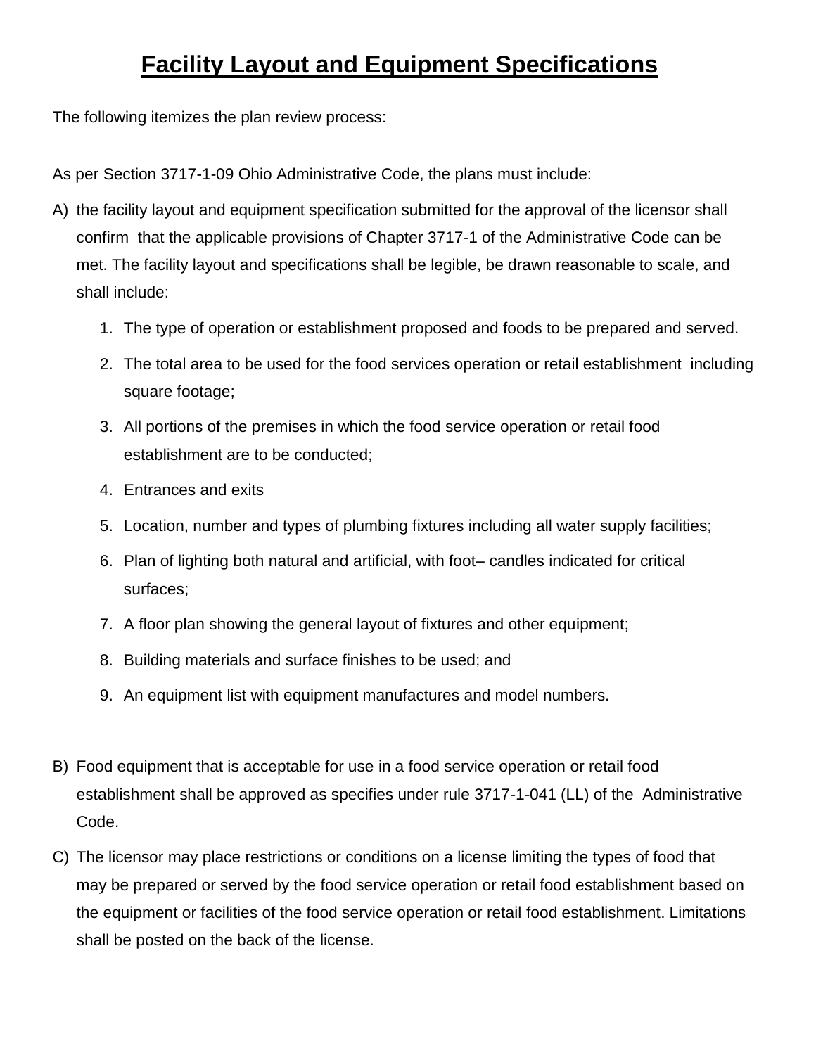# Facility Layout and Equipment Specifications

The following itemizes the plan review process:

As per Section 3717-1-09 Ohio Administrative Code, the plans must include:

A) the facility layout and equipment specification submitted for the approval of the licensor shall confirm that the applicable provisions of Chapter 3717-1 of the Administrative Code can be met. The facility layout and specifications shall be legible, be drawn reasonable to scale, and shall include:

1. The type of operation or establishment proposed and foods to be prepared and served.
2. The total area to be used for the food services operation or retail establishment including square footage;
3. All portions of the premises in which the food service operation or retail food establishment are to be conducted;
4. Entrances and exits
5. Location, number and types of plumbing fixtures including all water supply facilities;
6. Plan of lighting both natural and artificial, with foot– candles indicated for critical surfaces;
7. A floor plan showing the general layout of fixtures and other equipment;
8. Building materials and surface finishes to be used; and
9. An equipment list with equipment manufactures and model numbers.

B) Food equipment that is acceptable for use in a food service operation or retail food establishment shall be approved as specifies under rule 3717-1-041 (LL) of the Administrative Code.

C) The licensor may place restrictions or conditions on a license limiting the types of food that may be prepared or served by the food service operation or retail food establishment based on the equipment or facilities of the food service operation or retail food establishment. Limitations shall be posted on the back of the license.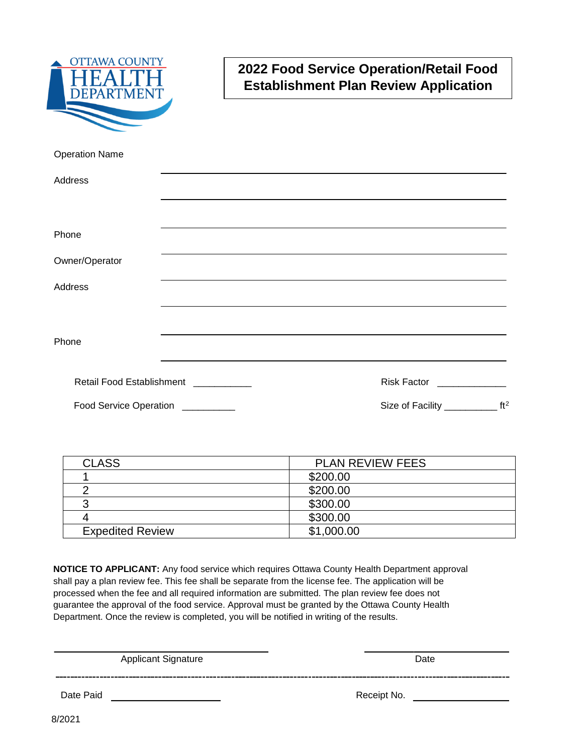OTTAWA COUNTY HEALTH DEPARTMENT

# 2022 Food Service Operation/Retail Food Establishment Plan Review Application

Operation Name

Address

Phone

Owner/Operator

Address

Phone

Retail Food Establishment ___________

Risk Factor _____________

Food Service Operation __________

Size of Facility __________ $ft^2$

| CLASS | PLAN REVIEW FEES |
|---|---|
| 1 | $200.00 |
| 2 | $200.00 |
| 3 | $300.00 |
| 4 | $300.00 |
| Expedited Review | $1,000.00 |

**NOTICE TO APPLICANT:** Any food service which requires Ottawa County Health Department approval shall pay a plan review fee. This fee shall be separate from the license fee. The application will be processed when the fee and all required information are submitted. The plan review fee does not guarantee the approval of the food service. Approval must be granted by the Ottawa County Health Department. Once the review is completed, you will be notified in writing of the results.

Applicant Signature

Date

Date Paid

Receipt No.

8/2021